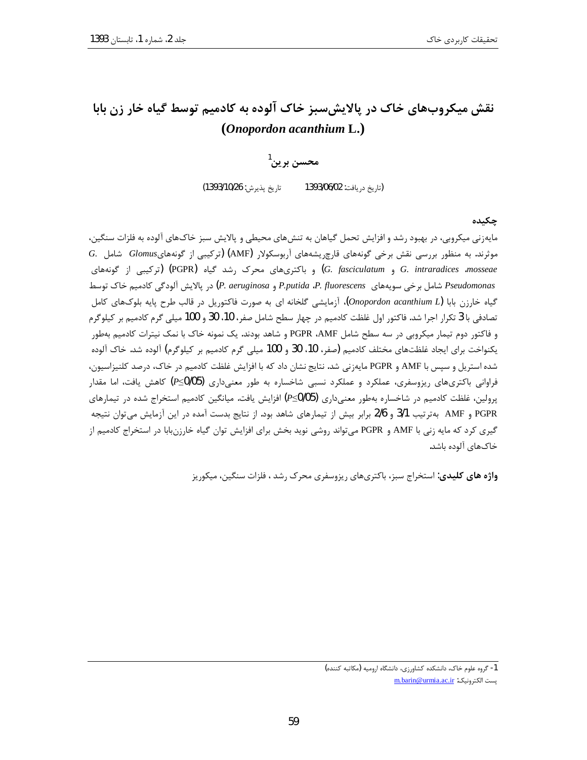# نقش میکروب‌های خاک در پالایش‌سبز خاک آلوده به کادمیم توسط گیاه خار زن بابا (*Onopordon acanthium* L.)

**محسن برین**[1]

(تاریخ دریافت: 1393/06/02 تاریخ پذیرش: 1393/10/26)

## چکیده

مایه‌زنی میکروبی، در بهبود رشد و افزایش تحمل گیاهان به تنش‌های محیطی و پالایش سبز خاک‌های آلوده به فلزات سنگین، موثرند. به منظور بررسی نقش برخی گونه‌های قارچ‌ریشه‌های آربوسکولار (AMF) (ترکیبی از گونه‌های *Glomus* شامل *G. mosseae*، *G. intraradices* و *G. fasciculatum*) و باکتری‌های محرک رشد گیاه (PGPR) (ترکیبی از گونه‌های *Pseudomonas* شامل برخی سویه‌های *P. fluorescens*، *P.putida* و *P. aeruginosa*) در پالایش آلودگی کادمیم خاک توسط گیاه خارزن بابا (*Onopordon acanthium L*)، آزمایشی گلخانه ای به صورت فاکتوریل در قالب طرح پایه بلوک‌های کامل تصادفی با 3 تکرار اجرا شد. فاکتور اول غلظت کادمیم در چهار سطح شامل صفر، 10، 30 و 100 میلی گرم کادمیم بر کیلوگرم و فاکتور دوم تیمار میکروبی در سه سطح شامل AMF، PGPR و شاهد بودند. یک نمونه خاک با نمک نیترات کادمیم به‌طور یکنواخت برای ایجاد غلظت‌های مختلف کادمیم (صفر، 10، 30 و 100 میلی گرم کادمیم بر کیلوگرم) آلوده شد. خاک آلوده شده استریل و سپس با AMF و PGPR مایه‌زنی شد. نتایج نشان داد که با افزایش غلظت کادمیم در خاک، درصد کلنیزاسیون، فراوانی باکتری‌های ریزوسفری، عملکرد و عملکرد نسبی شاخساره به طور معنی‌داری ($P\leq0/05$) کاهش یافت، اما مقدار پرولین، غلظت کادمیم در شاخساره به‌طور معنی‌داری ($P\leq0/05$) افزایش یافت. میانگین کادمیم استخراج شده در تیمارهای PGPR و AMF به‌ترتیب 3/1 و 2/6 برابر بیش از تیمارهای شاهد بود. از نتایج بدست آمده در این آزمایش می‌توان نتیجه گیری کرد که مایه زنی با AMF و PGPR می‌تواند روشی نوید بخش برای افزایش توان گیاه خارزن‌بابا در استخراج کادمیم از خاک‌های آلوده باشد.

**واژه های کلیدی:** استخراج سبز، باکتری‌های ریزوسفری محرک رشد ، فلزات سنگین، میکوریز

---

1- گروه علوم خاک، دانشکده کشاورزی، دانشگاه ارومیه (مکاتبه کننده)

پست الکترونیک: m.barin@urmia.ac.ir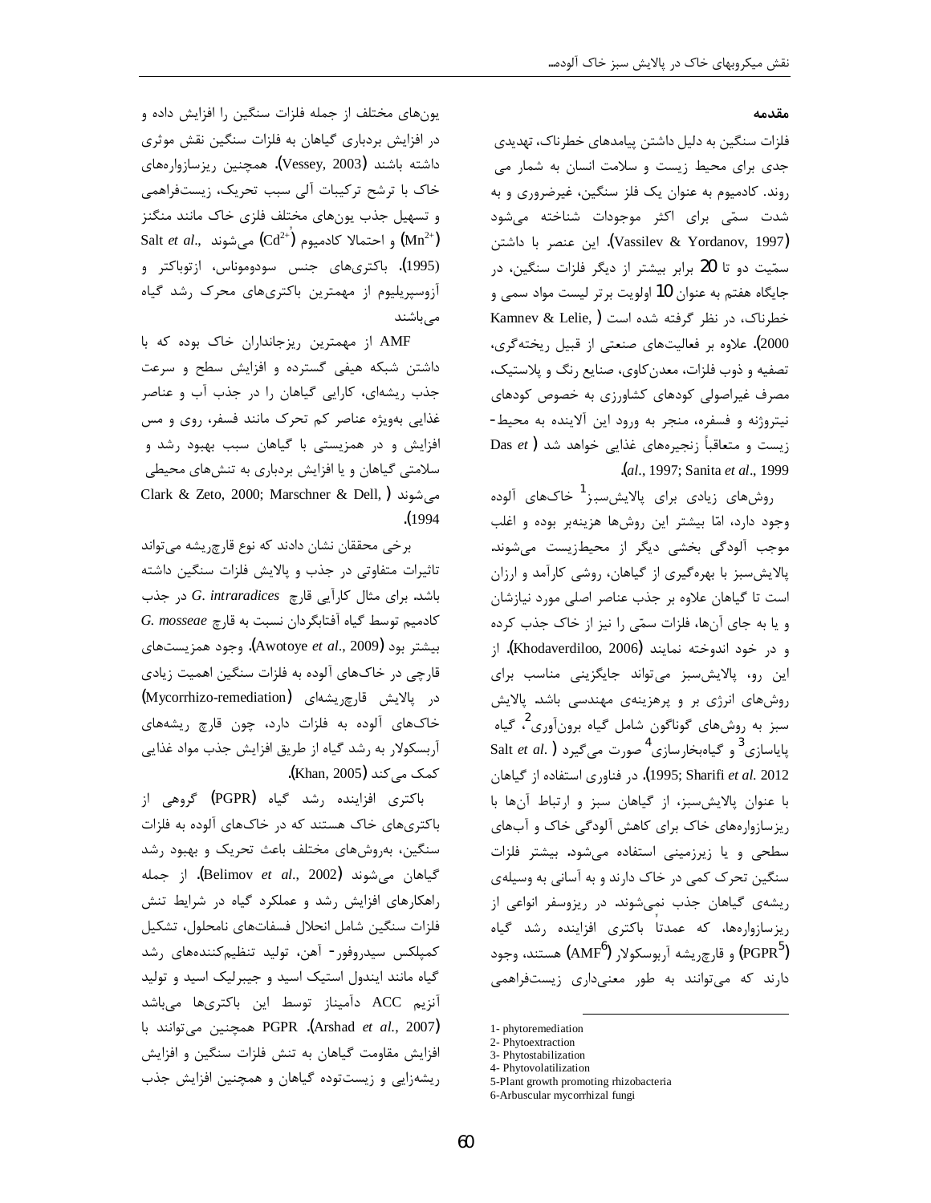## مقدمه

فلزات سنگین به دلیل داشتن پیامدهای خطرناک، تهدیدی جدی برای محیط زیست و سلامت انسان به شمار می روند. کادمیوم به عنوان یک فلز سنگین، غیرضروری و به شدت سمّی برای اکثر موجودات شناخته می‌شود (Vassilev & Yordanov, 1997). این عنصر با داشتن سمّیت دو تا 20 برابر بیشتر از دیگر فلزات سنگین، در جایگاه هفتم به عنوان 10 اولویت برتر لیست مواد سمی و خطرناک، در نظر گرفته شده است (Kamnev & Lelie, 2000). علاوه بر فعالیت‌های صنعتی از قبیل ریخته‌گری، تصفیه و ذوب فلزات، معدن‌کاوی، صنایع رنگ و پلاستیک، مصرف غیراصولی کودهای کشاورزی به خصوص کودهای نیتروژنه و فسفره، منجر به ورود این آلاینده به محیط-زیست و متعاقباً زنجیره‌های غذایی خواهد شد (Das *et al*., 1997; Sanita *et al*., 1999).

روش‌های زیادی برای پالایش‌سبز[1] خاک‌های آلوده وجود دارد، امّا بیشتر این روش‌ها هزینه‌بر بوده و اغلب موجب آلودگی بخشی دیگر از محیط‌زیست می‌شوند. پالایش‌سبز با بهره‌گیری از گیاهان، روشی کارآمد و ارزان است تا گیاهان علاوه بر جذب عناصر اصلی مورد نیازشان و یا به جای آن‌ها، فلزات سمّی را نیز از خاک جذب کرده و در خود اندوخته نمایند (Khodaverdiloo, 2006). از این رو، پالایش‌سبز می‌تواند جایگزینی مناسب برای روش‌های انرژی بر و پرهزینه‌ی مهندسی باشد. پالایش سبز به روش‌های گوناگون شامل گیاه برون‌آوری[2]، گیاه پایاسازی[3] و گیاه‌بخارسازی[4] صورت می‌گیرد (Salt *et al*. 1995; Sharifi *et al*. 2012). در فناوری استفاده از گیاهان با عنوان پالایش‌سبز، از گیاهان سبز و ارتباط آن‌ها با ریزسازواره‌های خاک برای کاهش آلودگی خاک و آب‌های سطحی و یا زیرزمینی استفاده می‌شود. بیشتر فلزات سنگین تحرک کمی در خاک دارند و به آسانی به وسیله‌ی ریشه‌ی گیاهان جذب نمی‌شوند. در ریزوسفر انواعی از ریزسازواره‌ها، که عمدتاً باکتری افزاینده رشد گیاه (PGPR[5]) و قارچ‌ریشه آربوسکولار (AMF[6]) هستند، وجود دارند که می‌توانند به طور معنی‌داری زیست‌فراهمی یون‌های مختلف از جمله فلزات سنگین را افزایش داده و در افزایش بردباری گیاهان به فلزات سنگین نقش موثری داشته باشند (Vessey, 2003). همچنین ریزسازواره‌های خاک با ترشح ترکیبات آلی سبب تحریک، زیست‌فراهمی و تسهیل جذب یون‌های مختلف فلزی خاک مانند منگنز ($Mn^{2+}$) و احتمالا کادمیوم ($Cd^{2+}$) می‌شوند (Salt *et al*., 1995). باکتری‌های جنس سودوموناس، ازتوباکتر و آزوسپریلیوم از مهمترین باکتری‌های محرک رشد گیاه می‌باشند.

AMF از مهمترین ریزجانداران خاک بوده که با داشتن شبکه هیفی گسترده و افزایش سطح و سرعت جذب ریشه‌ای، کارایی گیاهان را در جذب آب و عناصر غذایی به‌ویژه عناصر کم تحرک مانند فسفر، روی و مس افزایش و در همزیستی با گیاهان سبب بهبود رشد و سلامتی گیاهان و یا افزایش بردباری به تنش‌های محیطی می‌شوند (Clark & Zeto, 2000; Marschner & Dell, 1994).

برخی محققان نشان دادند که نوع قارچ‌ریشه می‌تواند تاثیرات متفاوتی در جذب و پالایش فلزات سنگین داشته باشد. برای مثال کارآیی قارچ *G. intraradices* در جذب کادمیم توسط گیاه آفتابگردان نسبت به قارچ *G. mosseae* بیشتر بود (Awotoye *et al*., 2009). وجود همزیست‌های قارچی در خاک‌های آلوده به فلزات سنگین اهمیت زیادی در پالایش قارچ‌ریشه‌ای (Mycorrhizo-remediation) خاک‌های آلوده به فلزات دارد، چون قارچ ریشه‌های آربسکولار به رشد گیاه از طریق افزایش جذب مواد غذایی کمک می‌کند (Khan, 2005).

باکتری افزاینده رشد گیاه (PGPR) گروهی از باکتری‌های خاک هستند که در خاک‌های آلوده به فلزات سنگین، به‌روش‌های مختلف باعث تحریک و بهبود رشد گیاهان می‌شوند (Belimov *et al*., 2002). از جمله راهکارهای افزایش رشد و عملکرد گیاه در شرایط تنش فلزات سنگین شامل انحلال فسفات‌های نامحلول، تشکیل کمپلکس سیدروفور- آهن، تولید تنظیم‌کننده‌های رشد گیاه مانند ایندول استیک اسید و جیبرلیک اسید و تولید آنزیم ACC دآمیناز توسط این باکتری‌ها می‌باشد (Arshad *et al*., 2007). PGPR همچنین می‌توانند با افزایش مقاومت گیاهان به تنش فلزات سنگین و افزایش ریشه‌زایی و زیست‌توده گیاهان و همچنین افزایش جذب

---

1- phytoremediation
2- Phytoextraction
3- Phytostabilization
4- Phytovolatilization
5-Plant growth promoting rhizobacteria
6-Arbuscular mycorrhizal fungi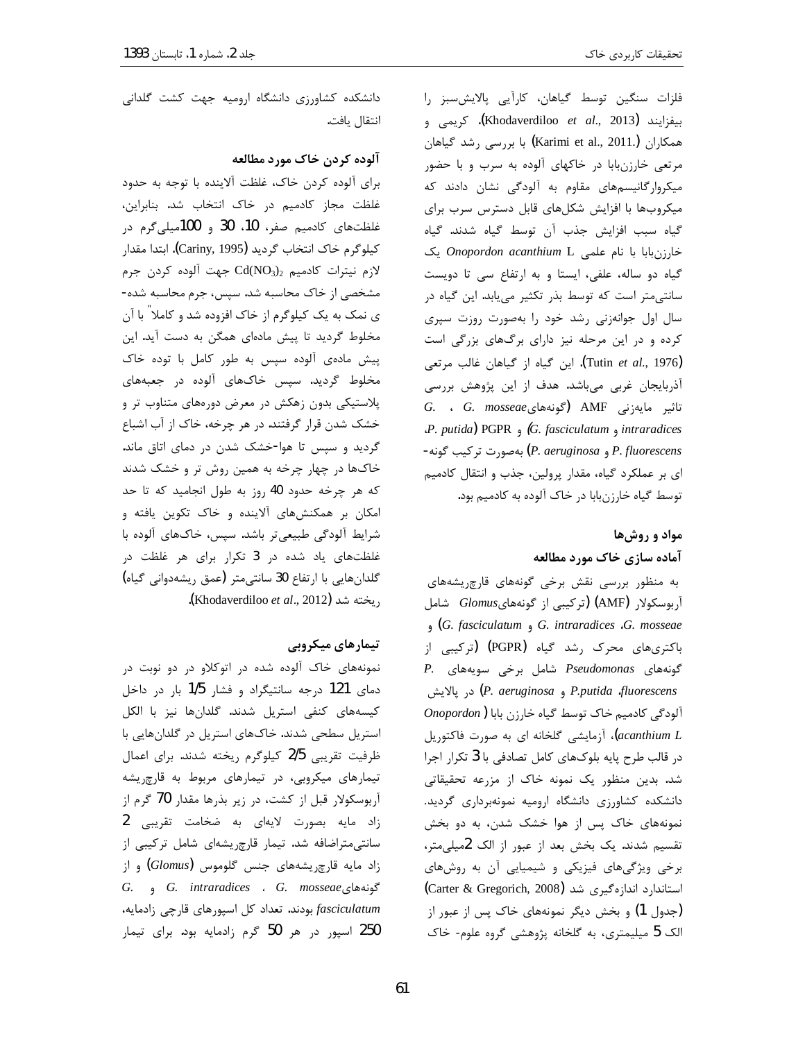فلزات سنگین توسط گیاهان، کارآیی پالایش‌سبز را بیفزایند (Khodaverdiloo *et al*., 2013). کریمی و همکاران (Karimi et al., 2011.) با بررسی رشد گیاهان مرتعی خارزن‌بابا در خاکهای آلوده به سرب و با حضور میکروارگانیسم‌های مقاوم به آلودگی نشان دادند که میکروب‌ها با افزایش شکل‌های قابل دسترس سرب برای گیاه سبب افزایش جذب آن توسط گیاه شدند. گیاه خارزن‌بابا با نام علمی *Onopordon acanthium* L یک گیاه دو ساله، علفی، ایستا و با ارتفاع سی تا دویست سانتی‌متر است که توسط بذر تکثیر می‌یابد. این گیاه در سال اول جوانه‌زنی رشد خود را به‌صورت روزت سپری کرده و در این مرحله نیز دارای برگ‌های بزرگی است (Tutin *et al*., 1976). این گیاه از گیاهان غالب مرتعی آذربایجان غربی می‌باشد. هدف از این پژوهش بررسی تاثیر مایه‌زنی AMF (گونه‌های *G. mosseae*، *G. intraradices* و *G. fasciculatum*) و PGPR (*P. putida*، *P. fluorescens* و *P. aeruginosa*) به‌صورت ترکیب گونه‌ای بر عملکرد گیاه، مقدار پرولین، جذب و انتقال کادمیم توسط گیاه خارزن‌بابا در خاک آلوده به کادمیم بود.

## مواد و روش‌ها

### آماده سازی خاک مورد مطالعه

به منظور بررسی نقش برخی گونه‌های قارچ‌ریشه‌های آربوسکولار (AMF) (ترکیبی از گونه‌های *Glomus* شامل *G. mosseae*، *G. intraradices* و *G. fasciculatum*) و باکتری‌های محرک رشد گیاه (PGPR) (ترکیبی از گونه‌های *Pseudomonas* شامل برخی سویه‌های *P. fluorescens*، *P.putida* و *P. aeruginosa*) در پالایش آلودگی کادمیم خاک توسط گیاه خارزن بابا (*Onopordon acanthium L*)، آزمایشی گلخانه ای به صورت فاکتوریل در قالب طرح پایه بلوک‌های کامل تصادفی با 3 تکرار اجرا شد. بدین منظور یک نمونه خاک از مزرعه تحقیقاتی دانشکده کشاورزی دانشگاه ارومیه نمونه‌برداری گردید. نمونه‌های خاک پس از هوا خشک شدن، به دو بخش تقسیم شدند. یک بخش بعد از عبور از الک 2میلی‌متر، برخی ویژگی‌های فیزیکی و شیمیایی آن به روش‌های استاندارد اندازه‌گیری شد (Carter & Gregorich, 2008) (جدول 1) و بخش دیگر نمونه‌های خاک پس از عبور از الک 5 میلیمتری، به گلخانه پژوهشی گروه علوم- خاک دانشکده کشاورزی دانشگاه ارومیه جهت کشت گلدانی انتقال یافت.

### آلوده کردن خاک مورد مطالعه

برای آلوده کردن خاک، غلظت آلاینده با توجه به حدود غلظت مجاز کادمیم در خاک انتخاب شد. بنابراین، غلظت‌های کادمیم صفر، 10، 30 و 100میلی‌گرم در کیلوگرم خاک انتخاب گردید (Cariny, 1995). ابتدا مقدار لازم نیترات کادمیم $Cd(NO_3)_2$ جهت آلوده کردن جرم مشخصی از خاک محاسبه شد. سپس، جرم محاسبه شده‌ی نمک به یک کیلوگرم از خاک افزوده شد و کاملاً با آن مخلوط گردید تا پیش ماده‌ای همگن به دست آید. این پیش ماده‌ی آلوده سپس به طور کامل با توده خاک مخلوط گردید. سپس خاک‌های آلوده در جعبه‌های پلاستیکی بدون زهکش در معرض دوره‌های متناوب تر و خشک شدن قرار گرفتند. در هر چرخه، خاک از آب اشباع گردید و سپس تا هوا-خشک شدن در دمای اتاق ماند. خاک‌ها در چهار چرخه به همین روش تر و خشک شدند که هر چرخه حدود 40 روز به طول انجامید که تا حد امکان بر همکنش‌های آلاینده و خاک تکوین یافته و شرایط آلودگی طبیعی‌تر باشد. سپس، خاک‌های آلوده با غلظت‌های یاد شده در 3 تکرار برای هر غلظت در گلدان‌هایی با ارتفاع 30 سانتی‌متر (عمق ریشه‌دوانی گیاه) ریخته شد (Khodaverdiloo *et al*., 2012).

### تیمارهای میکروبی

نمونه‌های خاک آلوده شده در اتوکلاو در دو نوبت در دمای 121 درجه سانتیگراد و فشار 1/5 بار در داخل کیسه‌های کنفی استریل شدند. گلدان‌ها نیز با الکل استریل سطحی شدند. خاک‌های استریل در گلدان‌هایی با ظرفیت تقریبی 2/5 کیلوگرم ریخته شدند. برای اعمال تیمارهای میکروبی، در تیمارهای مربوط به قارچ‌ریشه آربوسکولار قبل از کشت، در زیر بذرها مقدار 70 گرم از زاد مایه بصورت لایه‌ای به ضخامت تقریبی 2 سانتی‌مترا‌ضافه شد. تیمار قارچ‌ریشه‌ای شامل ترکیبی از زاد مایه قارچ‌ریشه‌های جنس گلوموس (*Glomus*) و از گونه‌های *G. mosseae*، *G. intraradices* و *G. fasciculatum* بودند. تعداد کل اسپورهای قارچی زادمایه، 250 اسپور در هر 50 گرم زادمایه بود. برای تیمار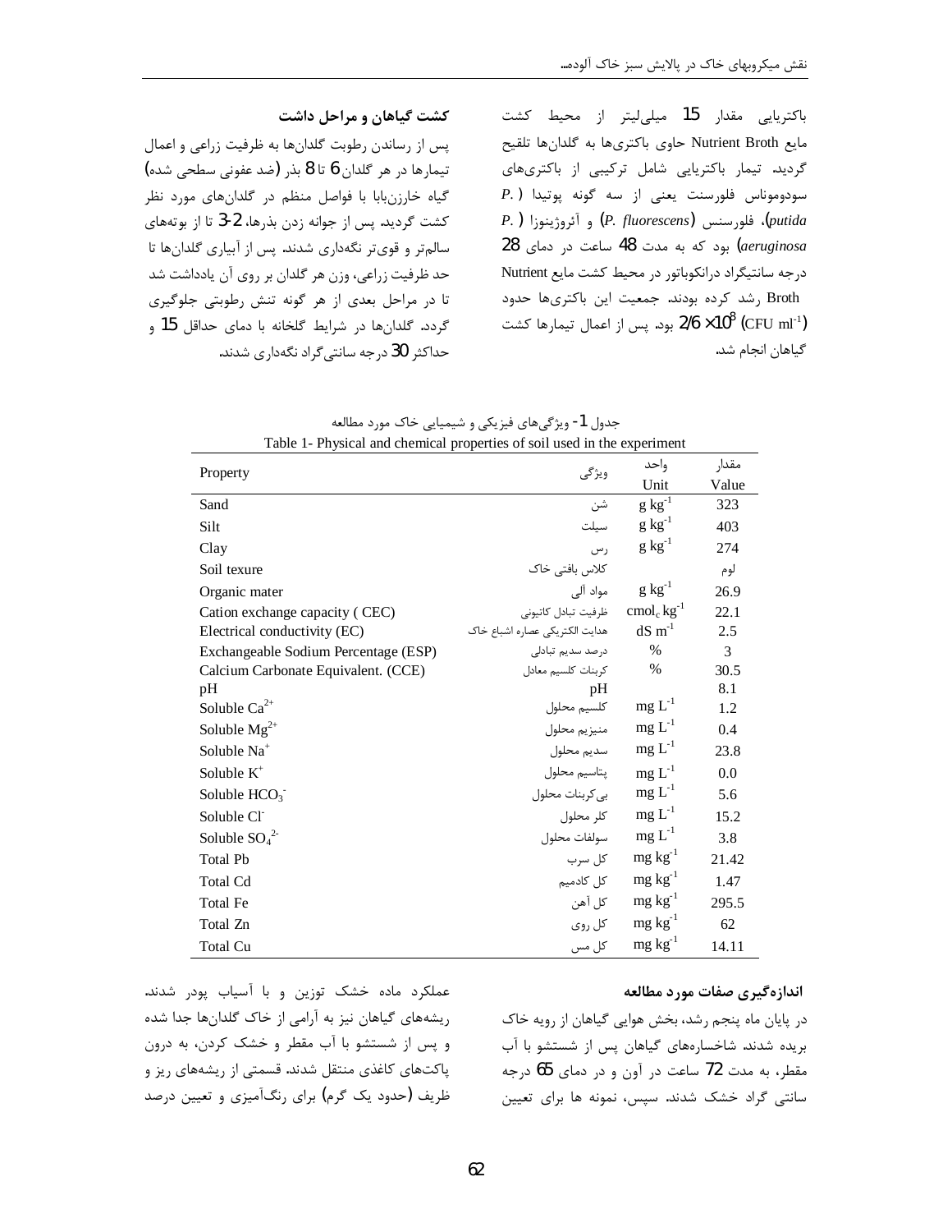باکتریایی مقدار 15 میلی‌لیتر از محیط کشت مایع Nutrient Broth حاوی باکتری‌ها به گلدان‌ها تلقیح گردید. تیمار باکتریایی شامل ترکیبی از باکتری‌های سودوموناس فلورسنت یعنی از سه گونه پوتیدا (*P. putida*)، فلورسنس (*P. fluorescens*) و آئروژینوزا (*P. aeruginosa*) بود که به مدت 48 ساعت در دمای 28 درجه سانتیگراد درانکوباتور در محیط کشت مایع Nutrient Broth رشد کرده بودند. جمعیت این باکتری‌ها حدود $2/6 \times 10^8$ (CFU ml$^{-1}$) بود. پس از اعمال تیمارها کشت گیاهان انجام شد.

### کشت گیاهان و مراحل داشت

پس از رساندن رطوبت گلدان‌ها به ظرفیت زراعی و اعمال تیمارها در هر گلدان 6 تا 8 بذر (ضد عفونی سطحی شده) گیاه خارزن‌بابا با فواصل منظم در گلدان‌های مورد نظر کشت گردید. پس از جوانه زدن بذرها، 2-3 تا از بوته‌های سالم‌تر و قوی‌تر نگه‌داری شدند. پس از آبیاری گلدان‌ها تا حد ظرفیت زراعی، وزن هر گلدان بر روی آن یادداشت شد تا در مراحل بعدی از هر گونه تنش رطوبتی جلوگیری گردد. گلدان‌ها در شرایط گلخانه با دمای حداقل 15 و حداکثر 30 درجه سانتی‌گراد نگه‌داری شدند.

جدول 1- ویژگی‌های فیزیکی و شیمیایی خاک مورد مطالعه

Table 1- Physical and chemical properties of soil used in the experiment

| Property | ویژگی | واحد Unit | مقدار Value |
|---|---|---|---|
| Sand | شن | g kg$^{-1}$ | 323 |
| Silt | سیلت | g kg$^{-1}$ | 403 |
| Clay | رس | g kg$^{-1}$ | 274 |
| Soil texure | کلاس بافتی خاک | | لوم |
| Organic mater | مواد آلی | g kg$^{-1}$ | 26.9 |
| Cation exchange capacity ( CEC) | ظرفیت تبادل کاتیونی | cmol$_c$ kg$^{-1}$ | 22.1 |
| Electrical conductivity (EC) | هدایت الکتریکی عصاره اشباع خاک | dS m$^{-1}$ | 2.5 |
| Exchangeable Sodium Percentage (ESP) | درصد سدیم تبادلی | % | 3 |
| Calcium Carbonate Equivalent. (CCE) | کربنات کلسیم معادل | % | 30.5 |
| pH | pH | | 8.1 |
| Soluble $Ca^{2+}$ | کلسیم محلول | mg L$^{-1}$ | 1.2 |
| Soluble $Mg^{2+}$ | منیزیم محلول | mg L$^{-1}$ | 0.4 |
| Soluble $Na^{+}$ | سدیم محلول | mg L$^{-1}$ | 23.8 |
| Soluble $K^{+}$ | پتاسیم محلول | mg L$^{-1}$ | 0.0 |
| Soluble $HCO_3^-$ | بی‌کربنات محلول | mg L$^{-1}$ | 5.6 |
| Soluble $Cl^-$ | کلر محلول | mg L$^{-1}$ | 15.2 |
| Soluble $SO_4^{2-}$ | سولفات محلول | mg L$^{-1}$ | 3.8 |
| Total Pb | کل سرب | mg kg$^{-1}$ | 21.42 |
| Total Cd | کل کادمیم | mg kg$^{-1}$ | 1.47 |
| Total Fe | کل آهن | mg kg$^{-1}$ | 295.5 |
| Total Zn | کل روی | mg kg$^{-1}$ | 62 |
| Total Cu | کل مس | mg kg$^{-1}$ | 14.11 |

### اندازه‌گیری صفات مورد مطالعه

در پایان ماه پنجم رشد، بخش هوایی گیاهان از رویه خاک بریده شدند. شاخساره‌های گیاهان پس از شستشو با آب مقطر، به مدت 72 ساعت در آون و در دمای 65 درجه سانتی گراد خشک شدند. سپس، نمونه ها برای تعیین عملکرد ماده خشک توزین و با آسیاب پودر شدند. ریشه‌های گیاهان نیز به آرامی از خاک گلدان‌ها جدا شده و پس از شستشو با آب مقطر و خشک کردن، به درون پاکت‌های کاغذی منتقل شدند. قسمتی از ریشه‌های ریز و ظریف (حدود یک گرم) برای رنگ‌آمیزی و تعیین درصد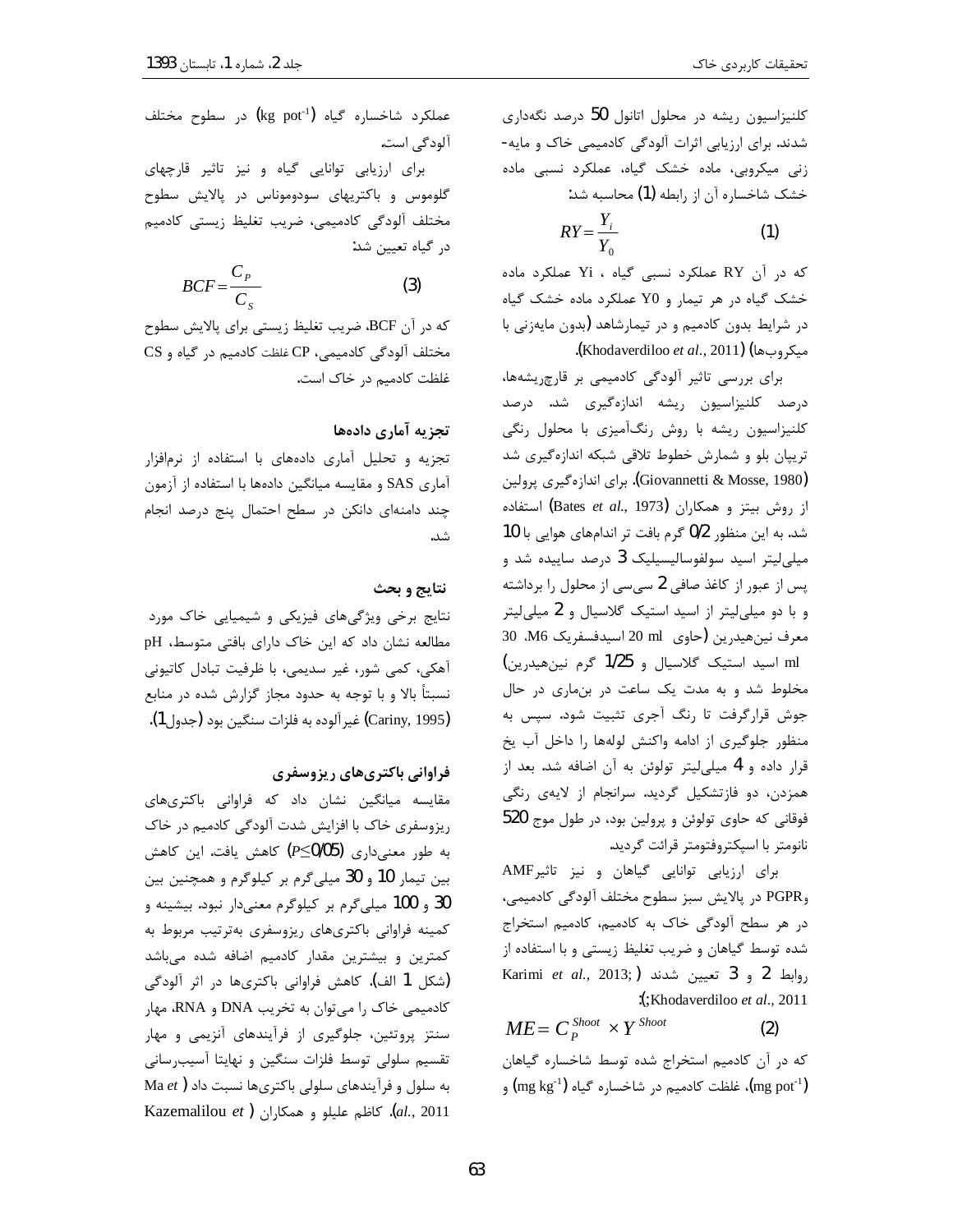کلنیزاسیون ریشه در محلول اتانول 50 درصد نگه‌داری شدند. برای ارزیابی اثرات آلودگی کادمیمی خاک و مایه‌زنی میکروبی، ماده خشک گیاه، عملکرد نسبی ماده خشک شاخساره آن از رابطه (1) محاسبه شد:

$$RY = \frac{Y_i}{Y_0} \qquad (1)$$

که در آن RY عملکرد نسبی گیاه ، Yi عملکرد ماده خشک گیاه در هر تیمار و Y0 عملکرد ماده خشک گیاه در شرایط بدون کادمیم و در تیمارشاهد (بدون مایه‌زنی با میکروب‌ها) (Khodaverdiloo *et al.*, 2011).

برای بررسی تاثیر آلودگی کادمیمی بر قارچ‌ریشه‌ها، درصد کلنیزاسیون ریشه اندازه‌گیری شد. درصد کلنیزاسیون ریشه با روش رنگ‌آمیزی با محلول رنگی تریپان بلو و شمارش خطوط تلاقی شبکه اندازه‌گیری شد (Giovannetti & Mosse, 1980). برای اندازه‌گیری پرولین از روش بیتز و همکاران (Bates *et al.*, 1973) استفاده شد. به این منظور 0/2 گرم بافت تر اندام‌های هوایی با 10 میلی‌لیتر اسید سولفوسالیسیلیک 3 درصد ساییده شد و پس از عبور از کاغذ صافی 2 سی‌سی از محلول را برداشته و با دو میلی‌لیتر از اسید استیک گلاسیال و 2 میلی‌لیتر معرف نین‌هیدرین (حاوی 20 ml اسیدفسفریک 6M، 30 ml اسید استیک گلاسیال و 1/25 گرم نین‌هیدرین) مخلوط شد و به مدت یک ساعت در بن‌ماری در حال جوش قرارگرفت تا رنگ آجری تثبیت شود. سپس به منظور جلوگیری از ادامه واکنش لوله‌ها را داخل آب یخ قرار داده و 4 میلی‌لیتر تولوئن به آن اضافه شد. بعد از همزدن، دو فازتشکیل گردید. سرانجام از لایه‌ی رنگی فوقانی که حاوی تولوئن و پرولین بود، در طول موج 520 نانومتر با اسپکتروفتومتر قرائت گردید.

برای ارزیابی توانایی گیاهان و نیز تاثیرAMF وPGPR در پالایش سبز سطوح مختلف آلودگی کادمیمی، در هر سطح آلودگی خاک به کادمیم، کادمیم استخراج شده توسط گیاهان و ضریب تغلیظ زیستی و با استفاده از روابط 2 و 3 تعیین شدند (Karimi *et al.*, 2013; Khodaverdiloo *et al.*, 2011;):

$$ME = C_P^{Shoot} \times Y^{Shoot} \qquad (2)$$

که در آن کادمیم استخراج شده توسط شاخساره گیاهان ($mg\ pot^{-1}$)، غلظت کادمیم در شاخساره گیاه ($mg\ kg^{-1}$) و عملکرد شاخساره گیاه ($kg\ pot^{-1}$) در سطوح مختلف آلودگی است.

برای ارزیابی توانایی گیاه و نیز تاثیر قارچهای گلوموس و باکتریهای سودوموناس در پالایش سطوح مختلف آلودگی کادمیمی، ضریب تغلیظ زیستی کادمیم در گیاه تعیین شد:

$$BCF = \frac{C_P}{C_S} \qquad (3)$$

که در آن BCF، ضریب تغلیظ زیستی برای پالایش سطوح مختلف آلودگی کادمیمی، CP غلظت کادمیم در گیاه و CS غلظت کادمیم در خاک است.

### تجزیه آماری داده‌ها

تجزیه و تحلیل آماری داده‌های با استفاده از نرم‌افزار آماری SAS و مقایسه میانگین داده‌ها با استفاده از آزمون چند دامنه‌ای دانکن در سطح احتمال پنج درصد انجام شد.

## نتایج و بحث

نتایج برخی ویژگی‌های فیزیکی و شیمیایی خاک مورد مطالعه نشان داد که این خاک دارای بافتی متوسط، pH آهکی، کمی شور، غیر سدیمی، با ظرفیت تبادل کاتیونی نسبتاً بالا و با توجه به حدود مجاز گزارش شده در منابع (Cariny, 1995) غیرآلوده به فلزات سنگین بود (جدول1).

### فراوانی باکتری‌های ریزوسفری

مقایسه میانگین نشان داد که فراوانی باکتری‌های ریزوسفری خاک با افزایش شدت آلودگی کادمیم در خاک به طور معنی‌داری ($P \leq 0/05$) کاهش یافت. این کاهش بین تیمار 10 و 30 میلی‌گرم بر کیلوگرم و همچنین بین 30 و 100 میلی‌گرم بر کیلوگرم معنی‌دار نبود. بیشینه و کمینه فراوانی باکتری‌های ریزوسفری به‌ترتیب مربوط به کمترین و بیشترین مقدار کادمیم اضافه شده می‌باشد (شکل 1 الف). کاهش فراوانی باکتری‌ها در اثر آلودگی کادمیمی خاک را می‌توان به تخریب DNA و RNA، مهار سنتز پروتئین، جلوگیری از فرآیندهای آنزیمی و مهار تقسیم سلولی توسط فلزات سنگین و نهایتا آسیب‌رسانی به سلول و فرآیندهای سلولی باکتری‌ها نسبت داد (Ma *et al.*, 2011). کاظم علیلو و همکاران (Kazemalilou *et*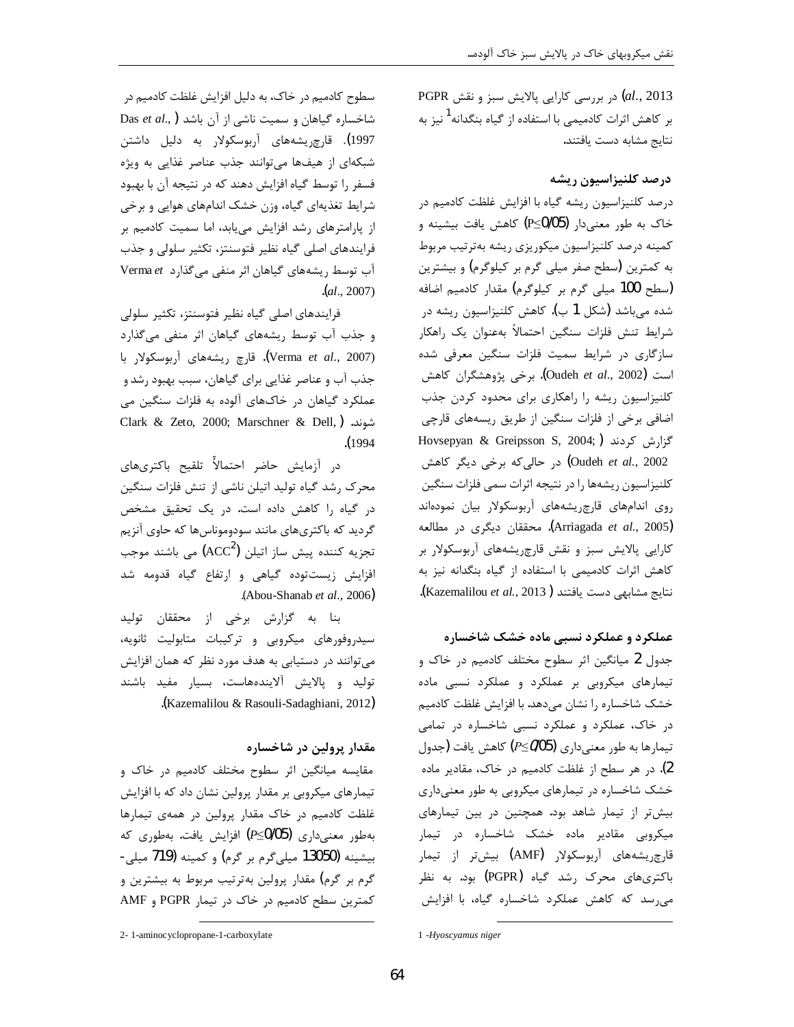*al.*, 2013) در بررسی کارایی پالایش سبز و نقش PGPR بر کاهش اثرات کادمیمی با استفاده از گیاه بنگدانه[1] نیز به نتایج مشابه دست یافتند.

### درصد کلنیزاسیون ریشه

درصد کلنیزاسیون ریشه گیاه با افزایش غلظت کادمیم در خاک به طور معنی‌دار ($P\leq0/05$) کاهش یافت بیشینه و کمینه درصد کلنیزاسیون میکوریزی ریشه به‌ترتیب مربوط به کمترین (سطح صفر میلی گرم بر کیلوگرم) و بیشترین (سطح 100 میلی گرم بر کیلوگرم) مقدار کادمیم اضافه شده می‌باشد (شکل 1 ب). کاهش کلنیزاسیون ریشه در شرایط تنش فلزات سنگین احتمالاً به‌عنوان یک راهکار سازگاری در شرایط سمیت فلزات سنگین معرفی شده است (Oudeh *et al*., 2002). برخی پژوهشگران کاهش کلنیزاسیون ریشه را راهکاری برای محدود کردن جذب اضافی برخی از فلزات سنگین از طریق ریسه‌های قارچی گزارش کردند (Hovsepyan & Greipsson S, 2004; Oudeh *et al*., 2002) در حالی‌که برخی دیگر کاهش کلنیزاسیون ریشه‌ها را در نتیجه اثرات سمی فلزات سنگین روی اندام‌های قارچ‌ریشه‌های آربوسکولار بیان نموده‌اند (Arriagada *et al*., 2005). محققان دیگری در مطالعه کارایی پالایش سبز و نقش قارچ‌ریشه‌های آربوسکولار بر کاهش اثرات کادمیمی با استفاده از گیاه بنگدانه نیز به نتایج مشابهی دست یافتند (Kazemalilou *et al*., 2013).

### عملکرد و عملکرد نسبی ماده خشک شاخساره

جدول 2 میانگین اثر سطوح مختلف کادمیم در خاک و تیمارهای میکروبی بر عملکرد و عملکرد نسبی ماده خشک شاخساره را نشان می‌دهد. با افزایش غلظت کادمیم در خاک، عملکرد و عملکرد نسبی شاخساره در تمامی تیمارها به طور معنی‌داری ($P\leq0/05$) کاهش یافت (جدول 2). در هر سطح از غلظت کادمیم در خاک، مقادیر ماده خشک شاخساره در تیمارهای میکروبی به طور معنی‌داری بیش‌تر از تیمار شاهد بود. همچنین در بین تیمارهای میکروبی مقادیر ماده خشک شاخساره در تیمار قارچ‌ریشه‌های آربوسکولار (AMF) بیش‌تر از تیمار باکتری‌های محرک رشد گیاه (PGPR) بود. به نظر می‌رسد که کاهش عملکرد شاخساره گیاه، با افزایش سطوح کادمیم در خاک، به دلیل افزایش غلظت کادمیم در شاخساره گیاهان و سمیت ناشی از آن باشد (Das *et al*., 1997). قارچ‌ریشه‌های آربوسکولار به دلیل داشتن شبکه‌ای از هیف‌ها می‌توانند جذب عناصر غذایی به ویژه فسفر را توسط گیاه افزایش دهند که در نتیجه آن با بهبود شرایط تغذیه‌ای گیاه، وزن خشک اندام‌های هوایی و برخی از پارامترهای رشد افزایش می‌یابد، اما سمیت کادمیم بر فرایندهای اصلی گیاه نظیر فتوسنتز، تکثیر سلولی و جذب آب توسط ریشه‌های گیاهان اثر منفی می‌گذارد (Verma *et al*., 2007).

فرایندهای اصلی گیاه نظیر فتوسنتز، تکثیر سلولی و جذب آب توسط ریشه‌های گیاهان اثر منفی می‌گذارد (Verma *et al*., 2007). قارچ ریشه‌های آربوسکولار با جذب آب و عناصر غذایی برای گیاهان، سبب بهبود رشد و عملکرد گیاهان در خاک‌های آلوده به فلزات سنگین می شوند. (Clark & Zeto, 2000; Marschner & Dell, 1994).

در آزمایش حاضر احتمالاً تلقیح باکتری‌های محرک رشد گیاه تولید اتیلن ناشی از تنش فلزات سنگین در گیاه را کاهش داده است. در یک تحقیق مشخص گردید که باکتری‌های مانند سودوموناس‌ها که حاوی آنزیم تجزیه کننده پیش ساز اتیلن ($ACC$[2]) می باشند موجب افزایش زیست‌توده گیاهی و ارتفاع گیاه قدومه شد (Abou-Shanab *et al*., 2006).

بنا به گزارش برخی از محققان تولید سیدروفورهای میکروبی و ترکیبات متابولیت ثانویه، می‌توانند در دستیابی به هدف مورد نظر که همان افزایش تولید و پالایش آلاینده‌هاست، بسیار مفید باشند (Kazemalilou & Rasouli-Sadaghiani, 2012).

### مقدار پرولین در شاخساره

مقایسه میانگین اثر سطوح مختلف کادمیم در خاک و تیمارهای میکروبی بر مقدار پرولین نشان داد که با افزایش غلظت کادمیم در خاک مقدار پرولین در همه‌ی تیمارها به‌طور معنی‌داری ($P\leq0/05$) افزایش یافت. به‌طوری که بیشینه (13050 میلی‌گرم بر گرم) و کمینه (719 میلی‌گرم بر گرم) مقدار پرولین به‌ترتیب مربوط به بیشترین و کمترین سطح کادمیم در خاک در تیمار PGPR و AMF

---

1 -*Hyoscyamus niger*

2- 1-aminocyclopropane-1-carboxylate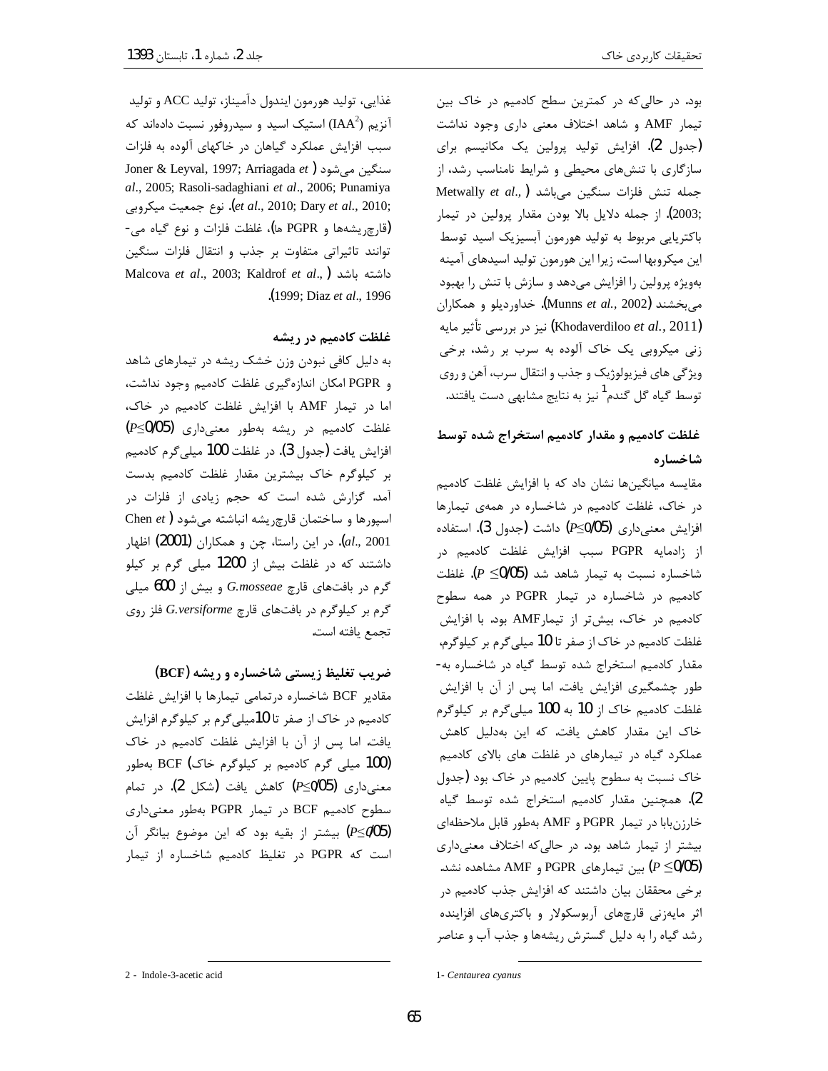بود. در حالی‌که در کمترین سطح کادمیم در خاک بین تیمار AMF و شاهد اختلاف معنی داری وجود نداشت (جدول 2). افزایش تولید پرولین یک مکانیسم برای سازگاری با تنش‌های محیطی و شرایط نامناسب رشد، از جمله تنش فلزات سنگین می‌باشد (Metwally *et al*., 2003;). از جمله دلایل بالا بودن مقدار پرولین در تیمار باکتریایی مربوط به تولید هورمون آبسیزیک اسید توسط این میکروبها است، زیرا این هورمون تولید اسیدهای آمینه به‌ویژه پرولین را افزایش می‌دهد و سازش با تنش را بهبود می‌بخشند (Munns *et al.*, 2002). خداوردیلو و همکاران (Khodaverdiloo *et al.*, 2011) نیز در بررسی تأثیر مایه زنی میکروبی یک خاک آلوده به سرب بر رشد، برخی ویژگی های فیزیولوژیک و جذب و انتقال سرب، آهن و روی توسط گیاه گل گندم[1] نیز به نتایج مشابهی دست یافتند.

### غلظت کادمیم و مقدار کادمیم استخراج شده توسط شاخساره

مقایسه میانگین‌ها نشان داد که با افزایش غلظت کادمیم در خاک، غلظت کادمیم در شاخساره در همه‌ی تیمارها افزایش معنی‌داری ($P \leq 0/05$) داشت (جدول 3). استفاده از زادمایه PGPR سبب افزایش غلظت کادمیم در شاخساره نسبت به تیمار شاهد شد ($P \leq 0/05$). غلظت کادمیم در شاخساره در تیمار PGPR در همه سطوح کادمیم در خاک، بیش‌تر از تیمارAMF بود. با افزایش غلظت کادمیم در خاک از صفر تا 10 میلی‌گرم بر کیلوگرم، مقدار کادمیم استخراج شده توسط گیاه در شاخساره به‌طور چشمگیری افزایش یافت. اما پس از آن با افزایش غلظت کادمیم خاک از 10 به 100 میلی‌گرم بر کیلوگرم خاک این مقدار کاهش یافت. که این به‌دلیل کاهش عملکرد گیاه در تیمارهای در غلظت های بالای کادمیم خاک نسبت به سطوح پایین کادمیم در خاک بود (جدول 2). همچنین مقدار کادمیم استخراج شده توسط گیاه خارزن‌بابا در تیمار PGPR و AMF به‌طور قابل ملاحظه‌ای بیشتر از تیمار شاهد بود. در حالی‌که اختلاف معنی‌داری ($P \leq 0/05$) بین تیمارهای PGPR و AMF مشاهده نشد. برخی محققان بیان داشتند که افزایش جذب کادمیم در اثر مایه‌زنی قارچهای آربوسکولار و باکتری‌های افزاینده رشد گیاه را به دلیل گسترش ریشه‌ها و جذب آب و عناصر غذایی، تولید هورمون ایندول دآمیناز، تولید ACC و تولید آنزیم (IAA[2]) استیک اسید و سیدروفور نسبت داده‌اند که سبب افزایش عملکرد گیاهان در خاکهای آلوده به فلزات سنگین می‌شود (Joner & Leyval, 1997; Arriagada *et al*., 2005; Rasoli-sadaghiani *et al*., 2006; Punamiya *et al*., 2010; Dary *et al*., 2010;). نوع جمعیت میکروبی (قارچ‌ریشه‌ها و PGPR ها)، غلظت فلزات و نوع گیاه می‌توانند تاثیراتی متفاوت بر جذب و انتقال فلزات سنگین داشته باشد (Malcova *et al*., 2003; Kaldrof *et al*., 1999; Diaz *et al*., 1996).

### غلظت کادمیم در ریشه

به دلیل کافی نبودن وزن خشک ریشه در تیمارهای شاهد و PGPR امکان اندازه‌گیری غلظت کادمیم وجود نداشت، اما در تیمار AMF با افزایش غلظت کادمیم در خاک، غلظت کادمیم در ریشه به‌طور معنی‌داری ($P \leq 0/05$) افزایش یافت (جدول 3). در غلظت 100 میلی‌گرم کادمیم بر کیلوگرم خاک بیشترین مقدار غلظت کادمیم بدست آمد. گزارش شده است که حجم زیادی از فلزات در اسپورها و ساختمان قارچ‌ریشه انباشته می‌شود (Chen *et al*., 2001). در این راستا، چن و همکاران (2001) اظهار داشتند که در غلظت بیش از 1200 میلی گرم بر کیلو گرم در بافت‌های قارچ *G.mosseae* و بیش از 600 میلی گرم بر کیلوگرم در بافت‌های قارچ *G.versiforme* فلز روی تجمع یافته است.

### ضریب تغلیظ زیستی شاخساره و ریشه (BCF)

مقادیر BCF شاخساره درتمامی تیمارها با افزایش غلظت کادمیم در خاک از صفر تا 10میلی‌گرم بر کیلوگرم افزایش یافت. اما پس از آن با افزایش غلظت کادمیم در خاک (100 میلی گرم کادمیم بر کیلوگرم خاک) BCF به‌طور معنی‌داری ($P \leq 0/05$) کاهش یافت (شکل 2). در تمام سطوح کادمیم BCF در تیمار PGPR به‌طور معنی‌داری ($P \leq 0/05$) بیشتر از بقیه بود که این موضوع بیانگر آن است که PGPR در تغلیظ کادمیم شاخساره از تیمار

---

1- *Centaurea cyanus*

2 - Indole-3-acetic acid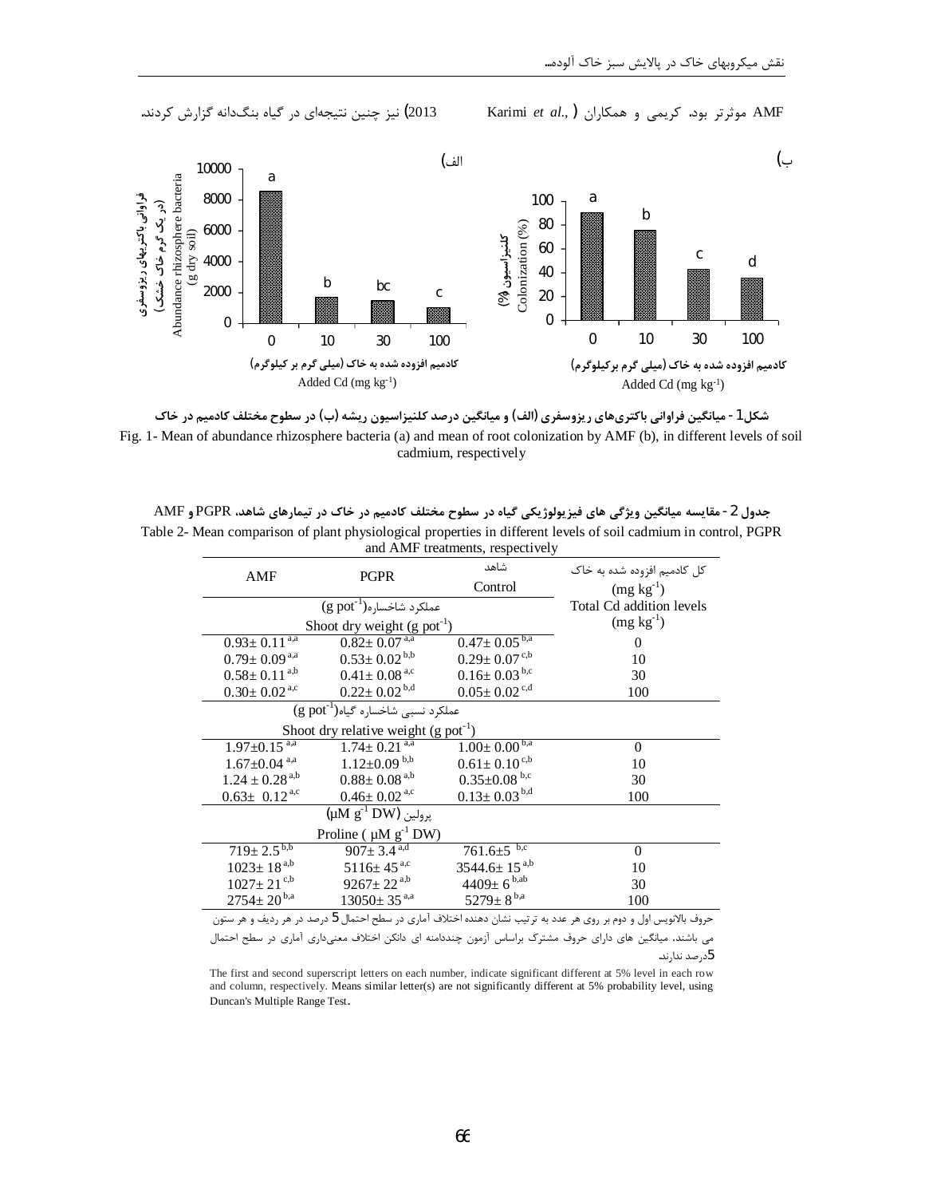AMF موثرتر بود. کریمی و همکاران (Karimi *et al.*, 2013) نیز چنین نتیجه‌ای در گیاه بنگ‌دانه گزارش کردند.

شکل1 - میانگین فراوانی باکتری‌های ریزوسفری (الف) و میانگین درصد کلنیزاسیون ریشه (ب) در سطوح مختلف کادمیم در خاک

Fig. 1- Mean of abundance rhizosphere bacteria (a) and mean of root colonization by AMF (b), in different levels of soil cadmium, respectively

جدول 2 - مقایسه میانگین ویژگی های فیزیولوژیکی گیاه در سطوح مختلف کادمیم در خاک در تیمارهای شاهد، PGPR و AMF

Table 2- Mean comparison of plant physiological properties in different levels of soil cadmium in control, PGPR and AMF treatments, respectively

| AMF | PGPR | شاهد Control | کل کادمیم افزوده شده به خاک ($mg\ kg^{-1}$) Total Cd addition levels ($mg\ kg^{-1}$) |
|---|---|---|---|
| عملکرد شاخساره($g\ pot^{-1}$) Shoot dry weight ($g\ pot^{-1}$) | | | |
| $0.93\pm 0.11^{a,a}$ | $0.82\pm 0.07^{a,a}$ | $0.47\pm 0.05^{b,a}$ | 0 |
| $0.79\pm 0.09^{a,a}$ | $0.53\pm 0.02^{b,b}$ | $0.29\pm 0.07^{c,b}$ | 10 |
| $0.58\pm 0.11^{a,b}$ | $0.41\pm 0.08^{a,c}$ | $0.16\pm 0.03^{b,c}$ | 30 |
| $0.30\pm 0.02^{a,c}$ | $0.22\pm 0.02^{b,d}$ | $0.05\pm 0.02^{c,d}$ | 100 |
| عملکرد نسبی شاخساره گیاه($g\ pot^{-1}$) Shoot dry relative weight ($g\ pot^{-1}$) | | | |
| $1.97\pm 0.15^{a,a}$ | $1.74\pm 0.21^{a,a}$ | $1.00\pm 0.00^{b,a}$ | 0 |
| $1.67\pm 0.04^{a,a}$ | $1.12\pm 0.09^{b,b}$ | $0.61\pm 0.10^{c,b}$ | 10 |
| $1.24\pm 0.28^{a,b}$ | $0.88\pm 0.08^{a,b}$ | $0.35\pm 0.08^{b,c}$ | 30 |
| $0.63\pm 0.12^{a,c}$ | $0.46\pm 0.02^{a,c}$ | $0.13\pm 0.03^{b,d}$ | 100 |
| پرولین ($\mu M\ g^{-1}\ DW$) Proline ($\mu M\ g^{-1}\ DW$) | | | |
| $719\pm 2.5^{b,b}$ | $907\pm 3.4^{a,d}$ | $761.6\pm 5^{b,c}$ | 0 |
| $1023\pm 18^{a,b}$ | $5116\pm 45^{a,c}$ | $3544.6\pm 15^{a,b}$ | 10 |
| $1027\pm 21^{c,b}$ | $9267\pm 22^{a,b}$ | $4409\pm 6^{b,ab}$ | 30 |
| $2754\pm 20^{b,a}$ | $13050\pm 35^{a,a}$ | $5279\pm 8^{b,a}$ | 100 |

حروف بالانویس اول و دوم بر روی هر عدد به ترتیب نشان دهنده اختلاف آماری در سطح احتمال 5 درصد در هر ردیف و هر ستون می باشند. میانگین های دارای حروف مشترک براساس آزمون چنددامنه ای دانکن اختلاف معنی‌داری آماری در سطح احتمال 5درصد ندارند.

The first and second superscript letters on each number, indicate significant different at 5% level in each row and column, respectively. Means similar letter(s) are not significantly different at 5% probability level, using Duncan's Multiple Range Test.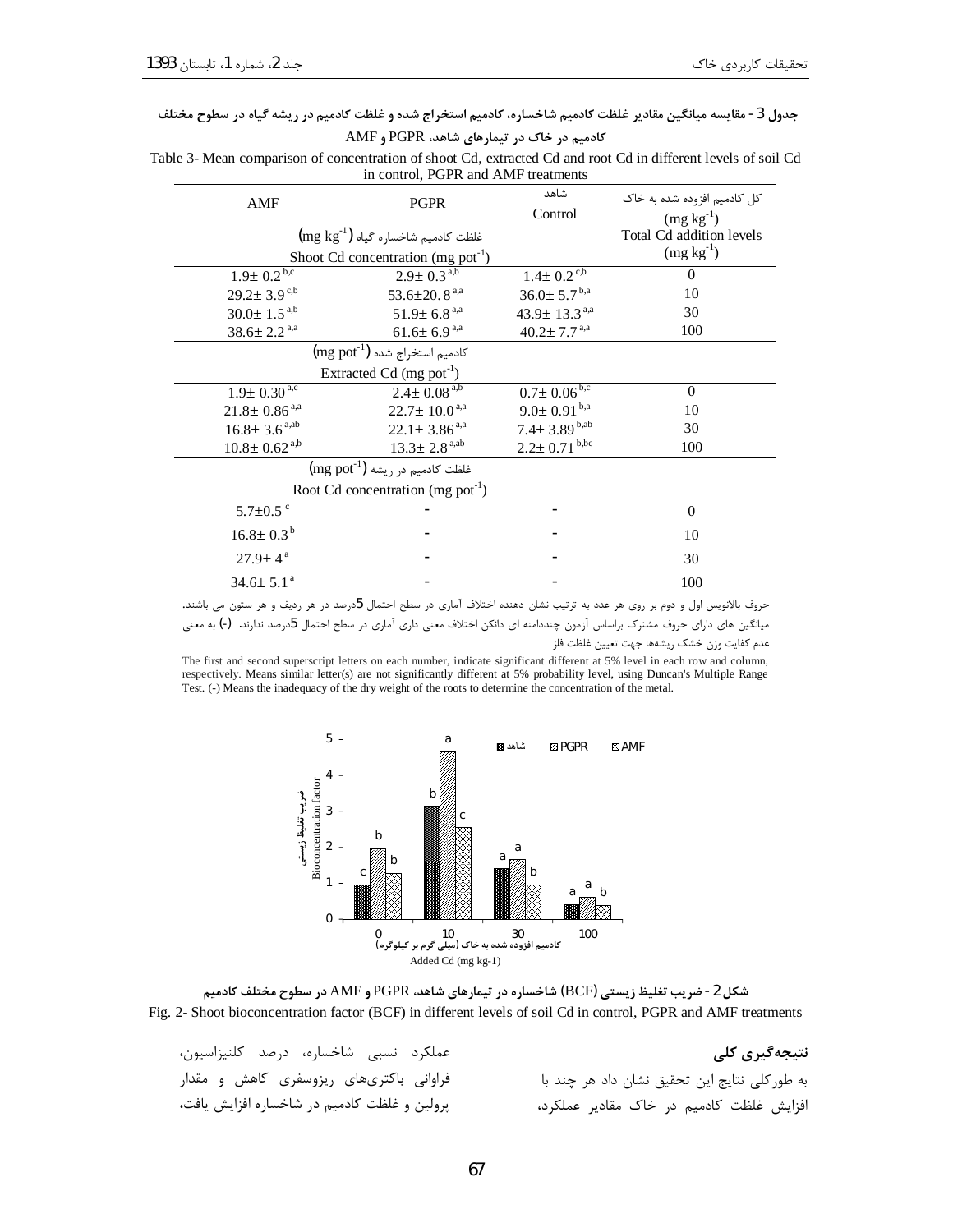**جدول 3- مقایسه میانگین مقادیر غلظت کادمیم شاخساره، کادمیم استخراج شده و غلظت کادمیم در ریشه گیاه در سطوح مختلف کادمیم در خاک در تیمارهای شاهد، PGPR و AMF**

Table 3- Mean comparison of concentration of shoot Cd, extracted Cd and root Cd in different levels of soil Cd in control, PGPR and AMF treatments

| AMF | PGPR | شاهد Control | کل کادمیم افزوده شده به خاک ($mg\ kg^{-1}$) Total Cd addition levels ($mg\ kg^{-1}$) |
|---|---|---|---|
| غلظت کادمیم شاخساره گیاه ($mg\ kg^{-1}$) Shoot Cd concentration ($mg\ pot^{-1}$) | | | |
| $1.9\pm 0.2^{b,c}$ | $2.9\pm 0.3^{a,b}$ | $1.4\pm 0.2^{c,b}$ | 0 |
| $29.2\pm 3.9^{c,b}$ | $53.6\pm 20.8^{a,a}$ | $36.0\pm 5.7^{b,a}$ | 10 |
| $30.0\pm 1.5^{a,b}$ | $51.9\pm 6.8^{a,a}$ | $43.9\pm 13.3^{a,a}$ | 30 |
| $38.6\pm 2.2^{a,a}$ | $61.6\pm 6.9^{a,a}$ | $40.2\pm 7.7^{a,a}$ | 100 |
| کادمیم استخراج شده ($mg\ pot^{-1}$) Extracted Cd ($mg\ pot^{-1}$) | | | |
| $1.9\pm 0.30^{a,c}$ | $2.4\pm 0.08^{a,b}$ | $0.7\pm 0.06^{b,c}$ | 0 |
| $21.8\pm 0.86^{a,a}$ | $22.7\pm 10.0^{a,a}$ | $9.0\pm 0.91^{b,a}$ | 10 |
| $16.8\pm 3.6^{a,ab}$ | $22.1\pm 3.86^{a,a}$ | $7.4\pm 3.89^{b,ab}$ | 30 |
| $10.8\pm 0.62^{a,b}$ | $13.3\pm 2.8^{a,ab}$ | $2.2\pm 0.71^{b,bc}$ | 100 |
| غلظت کادمیم در ریشه ($mg\ pot^{-1}$) Root Cd concentration ($mg\ pot^{-1}$) | | | |
| $5.7\pm 0.5^{c}$ | - | - | 0 |
| $16.8\pm 0.3^{b}$ | - | - | 10 |
| $27.9\pm 4^{a}$ | - | - | 30 |
| $34.6\pm 5.1^{a}$ | - | - | 100 |

حروف بالانویس اول و دوم بر روی هر عدد به ترتیب نشان دهنده اختلاف آماری در سطح احتمال 5درصد در هر ردیف و هر ستون می باشند. میانگین های دارای حروف مشترک براساس آزمون چنددامنه ای دانکن اختلاف معنی داری آماری در سطح احتمال 5درصد ندارند. (-) به معنی عدم کفایت وزن خشک ریشه‌ها جهت تعیین غلظت فلز

The first and second superscript letters on each number, indicate significant different at 5% level in each row and column, respectively. Means similar letter(s) are not significantly different at 5% probability level, using Duncan's Multiple Range Test. (-) Means the inadequacy of the dry weight of the roots to determine the concentration of the metal.

**شکل 2- ضریب تغلیظ زیستی (BCF) شاخساره در تیمارهای شاهد، PGPR و AMF در سطوح مختلف کادمیم**

Fig. 2- Shoot bioconcentration factor (BCF) in different levels of soil Cd in control, PGPR and AMF treatments

## نتیجه‌گیری کلی

به طورکلی نتایج این تحقیق نشان داد هر چند با افزایش غلظت کادمیم در خاک مقادیر عملکرد، عملکرد نسبی شاخساره، درصد کلنیزاسیون، فراوانی باکتری‌های ریزوسفری کاهش و مقدار پرولین و غلظت کادمیم در شاخساره افزایش یافت،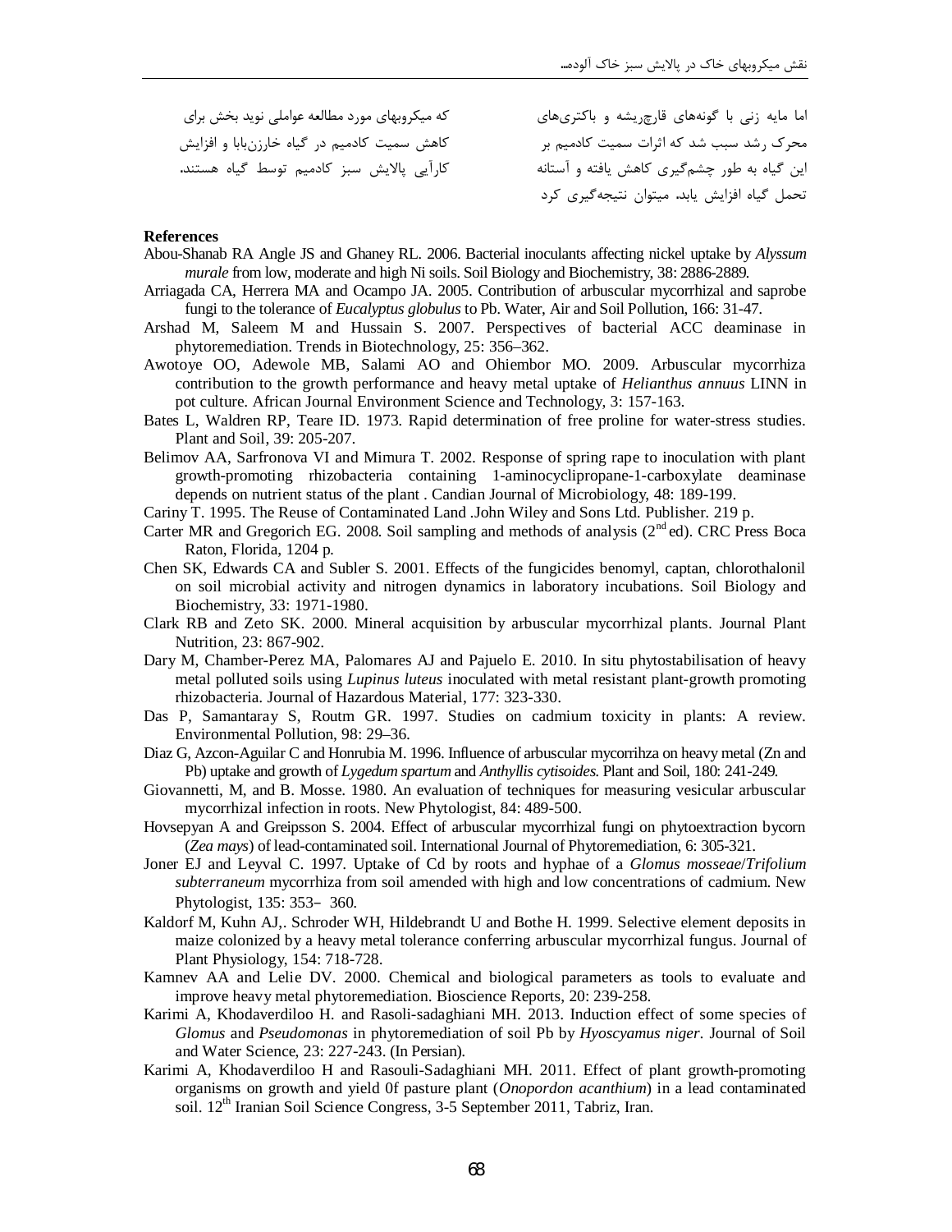اما مایه زنی با گونه‌های قارچ‌ریشه و باکتری‌های محرک رشد سبب شد که اثرات سمیت کادمیم بر این گیاه به طور چشم‌گیری کاهش یافته و آستانه تحمل گیاه افزایش یابد. میتوان نتیجه‌گیری کرد که میکروبهای مورد مطالعه عواملی نوید بخش برای کاهش سمیت کادمیم در گیاه خارزن‌بابا و افزایش کارآیی پالایش سبز کادمیم توسط گیاه هستند.

**References**

Abou-Shanab RA Angle JS and Ghaney RL. 2006. Bacterial inoculants affecting nickel uptake by *Alyssum murale* from low, moderate and high Ni soils. Soil Biology and Biochemistry, 38: 2886-2889.

Arriagada CA, Herrera MA and Ocampo JA. 2005. Contribution of arbuscular mycorrhizal and saprobe fungi to the tolerance of *Eucalyptus globulus* to Pb. Water, Air and Soil Pollution, 166: 31-47.

Arshad M, Saleem M and Hussain S. 2007. Perspectives of bacterial ACC deaminase in phytoremediation. Trends in Biotechnology, 25: 356–362.

Awotoye OO, Adewole MB, Salami AO and Ohiembor MO. 2009. Arbuscular mycorrhiza contribution to the growth performance and heavy metal uptake of *Helianthus annuus* LINN in pot culture. African Journal Environment Science and Technology, 3: 157-163.

Bates L, Waldren RP, Teare ID. 1973. Rapid determination of free proline for water-stress studies. Plant and Soil, 39: 205-207.

Belimov AA, Sarfronova VI and Mimura T. 2002. Response of spring rape to inoculation with plant growth-promoting rhizobacteria containing 1-aminocyclipropane-1-carboxylate deaminase depends on nutrient status of the plant . Candian Journal of Microbiology, 48: 189-199.

Cariny T. 1995. The Reuse of Contaminated Land .John Wiley and Sons Ltd. Publisher. 219 p.

Carter MR and Gregorich EG. 2008. Soil sampling and methods of analysis (2nd ed). CRC Press Boca Raton, Florida, 1204 p.

Chen SK, Edwards CA and Subler S. 2001. Effects of the fungicides benomyl, captan, chlorothalonil on soil microbial activity and nitrogen dynamics in laboratory incubations. Soil Biology and Biochemistry, 33: 1971-1980.

Clark RB and Zeto SK. 2000. Mineral acquisition by arbuscular mycorrhizal plants. Journal Plant Nutrition, 23: 867-902.

Dary M, Chamber-Perez MA, Palomares AJ and Pajuelo E. 2010. In situ phytostabilisation of heavy metal polluted soils using *Lupinus luteus* inoculated with metal resistant plant-growth promoting rhizobacteria. Journal of Hazardous Material, 177: 323-330.

Das P, Samantaray S, Routm GR. 1997. Studies on cadmium toxicity in plants: A review. Environmental Pollution, 98: 29–36.

Diaz G, Azcon-Aguilar C and Honrubia M. 1996. Influence of arbuscular mycorrihza on heavy metal (Zn and Pb) uptake and growth of *Lygedum spartum* and *Anthyllis cytisoides*. Plant and Soil, 180: 241-249.

Giovannetti, M, and B. Mosse. 1980. An evaluation of techniques for measuring vesicular arbuscular mycorrhizal infection in roots. New Phytologist, 84: 489-500.

Hovsepyan A and Greipsson S. 2004. Effect of arbuscular mycorrhizal fungi on phytoextraction bycorn (*Zea mays*) of lead-contaminated soil. International Journal of Phytoremediation, 6: 305-321.

Joner EJ and Leyval C. 1997. Uptake of Cd by roots and hyphae of a *Glomus mosseae*/*Trifolium subterraneum* mycorrhiza from soil amended with high and low concentrations of cadmium. New Phytologist, 135: 353- 360.

Kaldorf M, Kuhn AJ,. Schroder WH, Hildebrandt U and Bothe H. 1999. Selective element deposits in maize colonized by a heavy metal tolerance conferring arbuscular mycorrhizal fungus. Journal of Plant Physiology, 154: 718-728.

Kamnev AA and Lelie DV. 2000. Chemical and biological parameters as tools to evaluate and improve heavy metal phytoremediation. Bioscience Reports, 20: 239-258.

Karimi A, Khodaverdiloo H. and Rasoli-sadaghiani MH. 2013. Induction effect of some species of *Glomus* and *Pseudomonas* in phytoremediation of soil Pb by *Hyoscyamus niger*. Journal of Soil and Water Science, 23: 227-243. (In Persian).

Karimi A, Khodaverdiloo H and Rasouli-Sadaghiani MH. 2011. Effect of plant growth-promoting organisms on growth and yield 0f pasture plant (*Onopordon acanthium*) in a lead contaminated soil. 12th Iranian Soil Science Congress, 3-5 September 2011, Tabriz, Iran.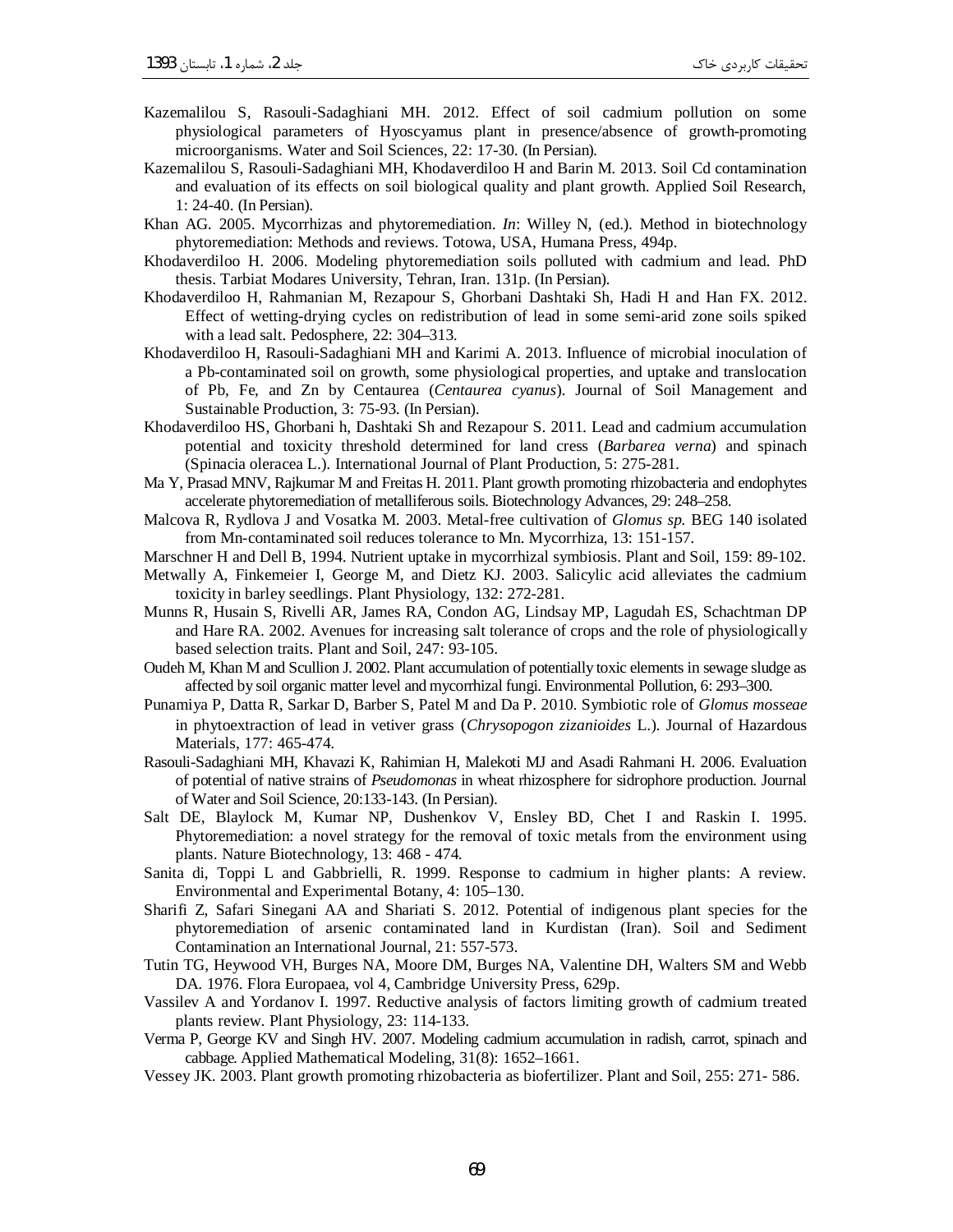Kazemalilou S, Rasouli-Sadaghiani MH. 2012. Effect of soil cadmium pollution on some physiological parameters of Hyoscyamus plant in presence/absence of growth-promoting microorganisms. Water and Soil Sciences, 22: 17-30. (In Persian).

Kazemalilou S, Rasouli-Sadaghiani MH, Khodaverdiloo H and Barin M. 2013. Soil Cd contamination and evaluation of its effects on soil biological quality and plant growth. Applied Soil Research, 1: 24-40. (In Persian).

Khan AG. 2005. Mycorrhizas and phytoremediation. *In*: Willey N, (ed.). Method in biotechnology phytoremediation: Methods and reviews. Totowa, USA, Humana Press, 494p.

Khodaverdiloo H. 2006. Modeling phytoremediation soils polluted with cadmium and lead. PhD thesis. Tarbiat Modares University, Tehran, Iran. 131p. (In Persian).

Khodaverdiloo H, Rahmanian M, Rezapour S, Ghorbani Dashtaki Sh, Hadi H and Han FX. 2012. Effect of wetting-drying cycles on redistribution of lead in some semi-arid zone soils spiked with a lead salt. Pedosphere, 22: 304–313.

Khodaverdiloo H, Rasouli-Sadaghiani MH and Karimi A. 2013. Influence of microbial inoculation of a Pb-contaminated soil on growth, some physiological properties, and uptake and translocation of Pb, Fe, and Zn by Centaurea (*Centaurea cyanus*). Journal of Soil Management and Sustainable Production, 3: 75-93. (In Persian).

Khodaverdiloo HS, Ghorbani h, Dashtaki Sh and Rezapour S. 2011. Lead and cadmium accumulation potential and toxicity threshold determined for land cress (*Barbarea verna*) and spinach (Spinacia oleracea L.). International Journal of Plant Production, 5: 275-281.

Ma Y, Prasad MNV, Rajkumar M and Freitas H. 2011. Plant growth promoting rhizobacteria and endophytes accelerate phytoremediation of metalliferous soils. Biotechnology Advances, 29: 248–258.

Malcova R, Rydlova J and Vosatka M. 2003. Metal-free cultivation of *Glomus sp.* BEG 140 isolated from Mn-contaminated soil reduces tolerance to Mn. Mycorrhiza, 13: 151-157.

Marschner H and Dell B, 1994. Nutrient uptake in mycorrhizal symbiosis. Plant and Soil, 159: 89-102.

Metwally A, Finkemeier I, George M, and Dietz KJ. 2003. Salicylic acid alleviates the cadmium toxicity in barley seedlings. Plant Physiology, 132: 272-281.

Munns R, Husain S, Rivelli AR, James RA, Condon AG, Lindsay MP, Lagudah ES, Schachtman DP and Hare RA. 2002. Avenues for increasing salt tolerance of crops and the role of physiologically based selection traits. Plant and Soil, 247: 93-105.

Oudeh M, Khan M and Scullion J. 2002. Plant accumulation of potentially toxic elements in sewage sludge as affected by soil organic matter level and mycorrhizal fungi. Environmental Pollution, 6: 293–300.

Punamiya P, Datta R, Sarkar D, Barber S, Patel M and Da P. 2010. Symbiotic role of *Glomus mosseae* in phytoextraction of lead in vetiver grass (*Chrysopogon zizanioides* L.). Journal of Hazardous Materials, 177: 465-474.

Rasouli-Sadaghiani MH, Khavazi K, Rahimian H, Malekoti MJ and Asadi Rahmani H. 2006. Evaluation of potential of native strains of *Pseudomonas* in wheat rhizosphere for sidrophore production. Journal of Water and Soil Science, 20:133-143. (In Persian).

Salt DE, Blaylock M, Kumar NP, Dushenkov V, Ensley BD, Chet I and Raskin I. 1995. Phytoremediation: a novel strategy for the removal of toxic metals from the environment using plants. Nature Biotechnology, 13: 468 - 474.

Sanita di, Toppi L and Gabbrielli, R. 1999. Response to cadmium in higher plants: A review. Environmental and Experimental Botany, 4: 105–130.

Sharifi Z, Safari Sinegani AA and Shariati S. 2012. Potential of indigenous plant species for the phytoremediation of arsenic contaminated land in Kurdistan (Iran). Soil and Sediment Contamination an International Journal, 21: 557-573.

Tutin TG, Heywood VH, Burges NA, Moore DM, Burges NA, Valentine DH, Walters SM and Webb DA. 1976. Flora Europaea, vol 4, Cambridge University Press, 629p.

Vassilev A and Yordanov I. 1997. Reductive analysis of factors limiting growth of cadmium treated plants review. Plant Physiology, 23: 114-133.

Verma P, George KV and Singh HV. 2007. Modeling cadmium accumulation in radish, carrot, spinach and cabbage. Applied Mathematical Modeling, 31(8): 1652–1661.

Vessey JK. 2003. Plant growth promoting rhizobacteria as biofertilizer. Plant and Soil, 255: 271- 586.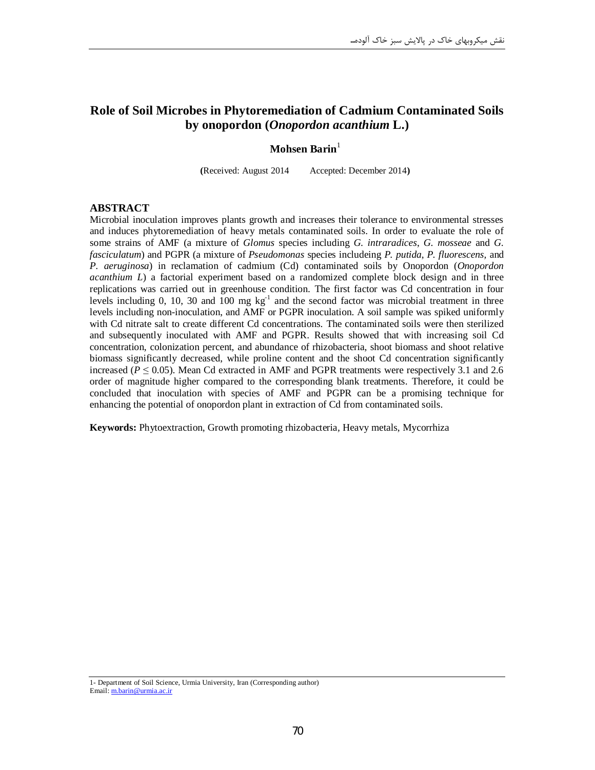# Role of Soil Microbes in Phytoremediation of Cadmium Contaminated Soils by onopordon (*Onopordon acanthium* L.)

**Mohsen Barin**[1]

**(**Received: August 2014 Accepted: December 2014**)**

## ABSTRACT

Microbial inoculation improves plants growth and increases their tolerance to environmental stresses and induces phytoremediation of heavy metals contaminated soils. In order to evaluate the role of some strains of AMF (a mixture of *Glomus* species including *G. intraradices*, *G. mosseae* and *G. fasciculatum*) and PGPR (a mixture of *Pseudomonas* species includeing *P. putida*, *P. fluorescens,* and *P. aeruginosa*) in reclamation of cadmium (Cd) contaminated soils by Onopordon (*Onopordon acanthium L*) a factorial experiment based on a randomized complete block design and in three replications was carried out in greenhouse condition. The first factor was Cd concentration in four levels including 0, 10, 30 and 100 mg $kg^{-1}$ and the second factor was microbial treatment in three levels including non-inoculation, and AMF or PGPR inoculation. A soil sample was spiked uniformly with Cd nitrate salt to create different Cd concentrations. The contaminated soils were then sterilized and subsequently inoculated with AMF and PGPR. Results showed that with increasing soil Cd concentration, colonization percent, and abundance of rhizobacteria, shoot biomass and shoot relative biomass significantly decreased, while proline content and the shoot Cd concentration significantly increased ($P \leq 0.05$). Mean Cd extracted in AMF and PGPR treatments were respectively 3.1 and 2.6 order of magnitude higher compared to the corresponding blank treatments. Therefore, it could be concluded that inoculation with species of AMF and PGPR can be a promising technique for enhancing the potential of onopordon plant in extraction of Cd from contaminated soils.

**Keywords:** Phytoextraction, Growth promoting rhizobacteria, Heavy metals, Mycorrhiza

1- Department of Soil Science, Urmia University, Iran (Corresponding author)
Email: m.barin@urmia.ac.ir